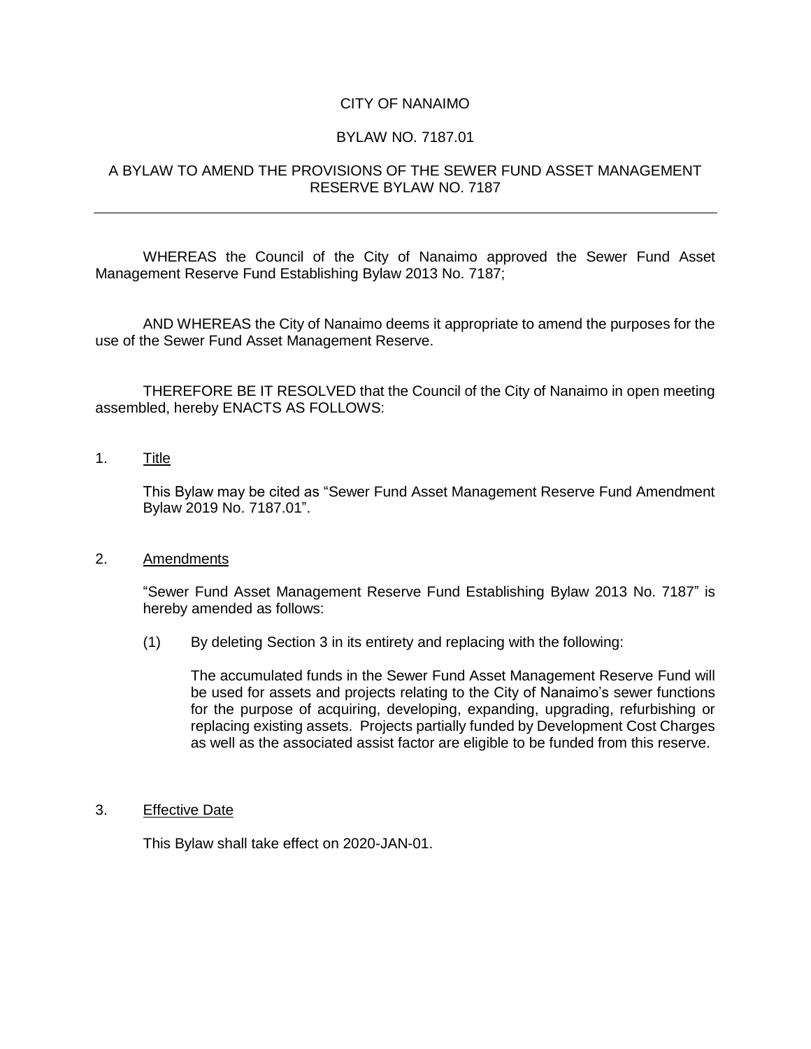CITY OF NANAIMO

BYLAW NO. 7187.01

A BYLAW TO AMEND THE PROVISIONS OF THE SEWER FUND ASSET MANAGEMENT RESERVE BYLAW NO. 7187

---

WHEREAS the Council of the City of Nanaimo approved the Sewer Fund Asset Management Reserve Fund Establishing Bylaw 2013 No. 7187;

AND WHEREAS the City of Nanaimo deems it appropriate to amend the purposes for the use of the Sewer Fund Asset Management Reserve.

THEREFORE BE IT RESOLVED that the Council of the City of Nanaimo in open meeting assembled, hereby ENACTS AS FOLLOWS:

1. <u>Title</u>

   This Bylaw may be cited as "Sewer Fund Asset Management Reserve Fund Amendment Bylaw 2019 No. 7187.01".

2. <u>Amendments</u>

   "Sewer Fund Asset Management Reserve Fund Establishing Bylaw 2013 No. 7187" is hereby amended as follows:

   (1) By deleting Section 3 in its entirety and replacing with the following:

   The accumulated funds in the Sewer Fund Asset Management Reserve Fund will be used for assets and projects relating to the City of Nanaimo's sewer functions for the purpose of acquiring, developing, expanding, upgrading, refurbishing or replacing existing assets. Projects partially funded by Development Cost Charges as well as the associated assist factor are eligible to be funded from this reserve.

3. <u>Effective Date</u>

   This Bylaw shall take effect on 2020-JAN-01.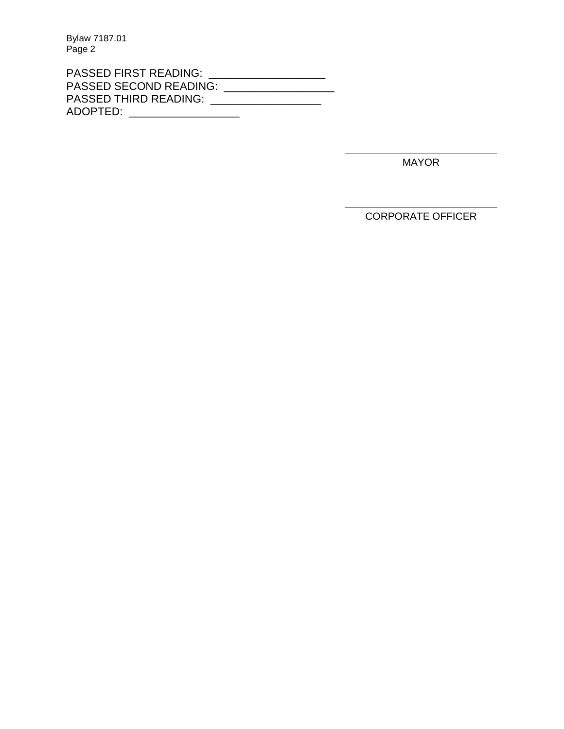PASSED FIRST READING: ___________________
PASSED SECOND READING: __________________
PASSED THIRD READING: __________________
ADOPTED: __________________

\_\_\_\_\_\_\_\_\_\_\_\_\_\_\_\_\_\_\_\_\_\_\_\_\_\_\_\_
MAYOR

\_\_\_\_\_\_\_\_\_\_\_\_\_\_\_\_\_\_\_\_\_\_\_\_\_\_\_\_
CORPORATE OFFICER